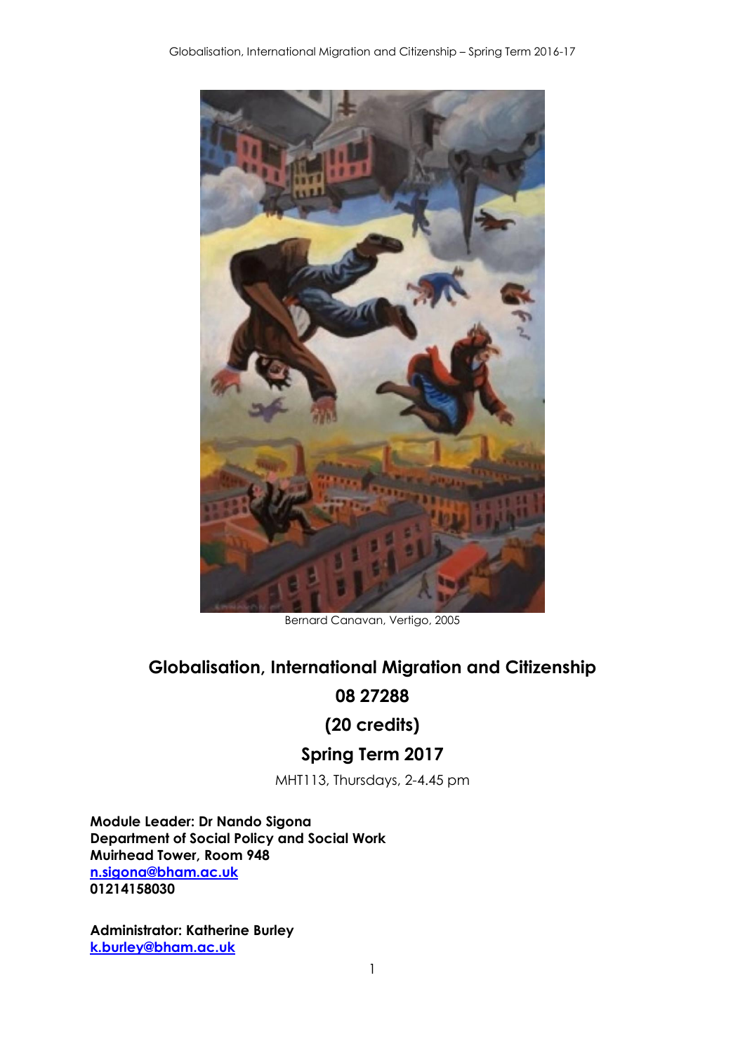Bernard Canavan, Vertigo, 2005

# Globalisation, International Migration and Citizenship

## 08 27288

## (20 credits)

## Spring Term 2017

MHT113, Thursdays, 2-4.45 pm

**Module Leader: Dr Nando Sigona**
**Department of Social Policy and Social Work**
**Muirhead Tower, Room 948**
**n.sigona@bham.ac.uk**
**01214158030**

**Administrator: Katherine Burley**
**k.burley@bham.ac.uk**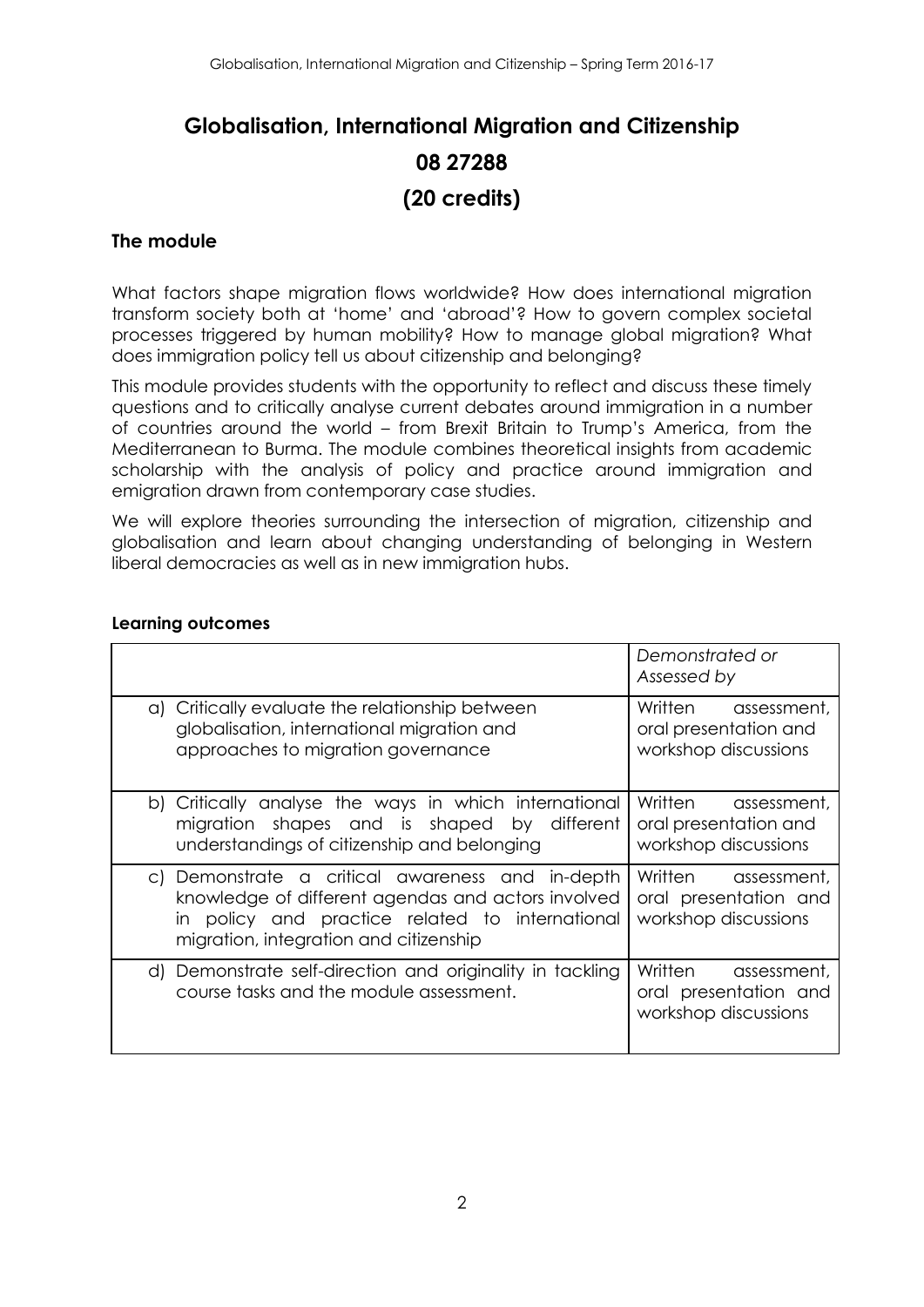# Globalisation, International Migration and Citizenship

# 08 27288

# (20 credits)

## The module

What factors shape migration flows worldwide? How does international migration transform society both at 'home' and 'abroad'? How to govern complex societal processes triggered by human mobility? How to manage global migration? What does immigration policy tell us about citizenship and belonging?

This module provides students with the opportunity to reflect and discuss these timely questions and to critically analyse current debates around immigration in a number of countries around the world – from Brexit Britain to Trump's America, from the Mediterranean to Burma. The module combines theoretical insights from academic scholarship with the analysis of policy and practice around immigration and emigration drawn from contemporary case studies.

We will explore theories surrounding the intersection of migration, citizenship and globalisation and learn about changing understanding of belonging in Western liberal democracies as well as in new immigration hubs.

### Learning outcomes

| | *Demonstrated or Assessed by* |
|---|---|
| a) Critically evaluate the relationship between globalisation, international migration and approaches to migration governance | Written assessment, oral presentation and workshop discussions |
| b) Critically analyse the ways in which international migration shapes and is shaped by different understandings of citizenship and belonging | Written assessment, oral presentation and workshop discussions |
| c) Demonstrate a critical awareness and in-depth knowledge of different agendas and actors involved in policy and practice related to international migration, integration and citizenship | Written assessment, oral presentation and workshop discussions |
| d) Demonstrate self-direction and originality in tackling course tasks and the module assessment. | Written assessment, oral presentation and workshop discussions |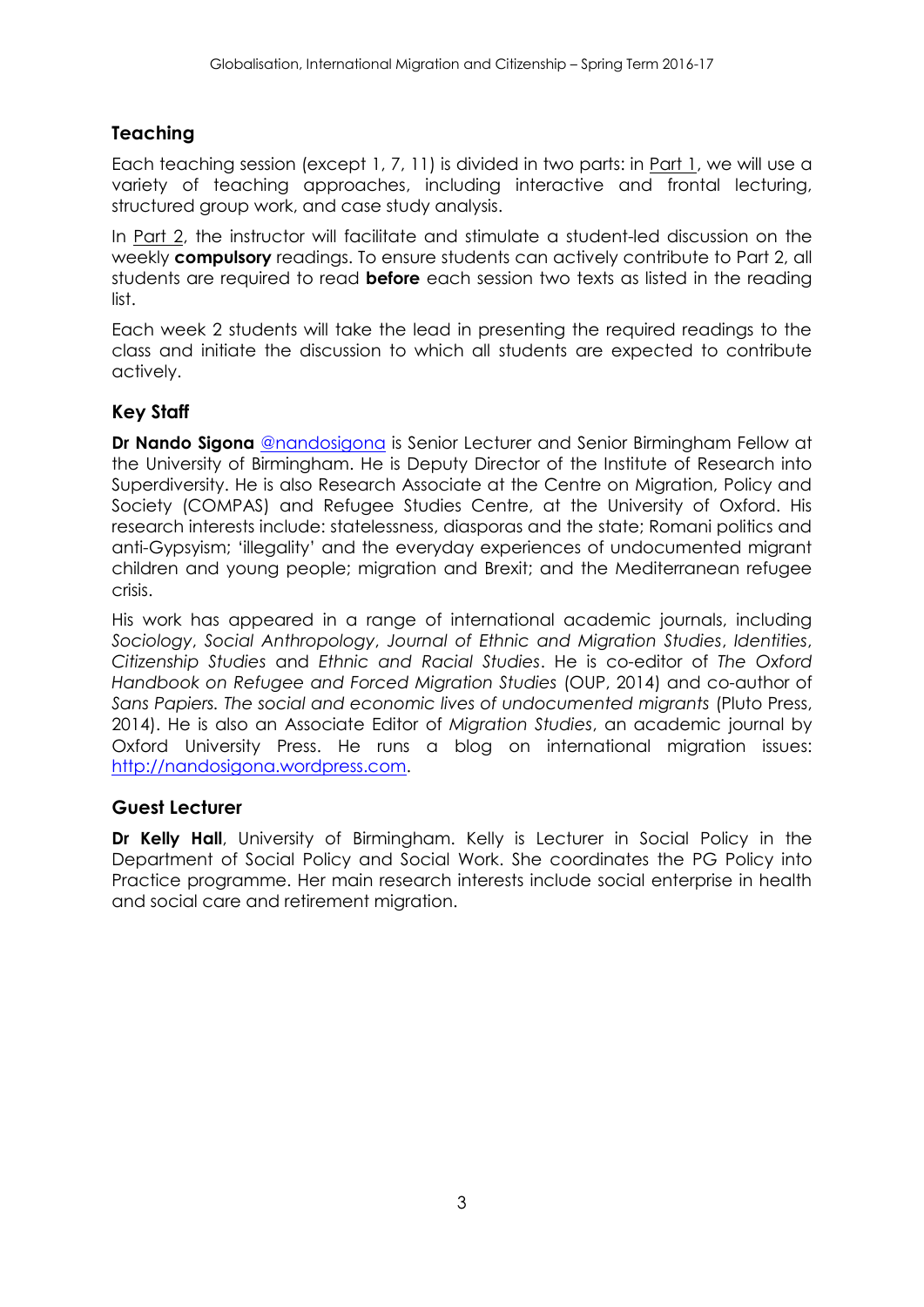## Teaching

Each teaching session (except 1, 7, 11) is divided in two parts: in Part 1, we will use a variety of teaching approaches, including interactive and frontal lecturing, structured group work, and case study analysis.

In Part 2, the instructor will facilitate and stimulate a student-led discussion on the weekly **compulsory** readings. To ensure students can actively contribute to Part 2, all students are required to read **before** each session two texts as listed in the reading list.

Each week 2 students will take the lead in presenting the required readings to the class and initiate the discussion to which all students are expected to contribute actively.

## Key Staff

**Dr Nando Sigona** @nandosigona is Senior Lecturer and Senior Birmingham Fellow at the University of Birmingham. He is Deputy Director of the Institute of Research into Superdiversity. He is also Research Associate at the Centre on Migration, Policy and Society (COMPAS) and Refugee Studies Centre, at the University of Oxford. His research interests include: statelessness, diasporas and the state; Romani politics and anti-Gypsyism; 'illegality' and the everyday experiences of undocumented migrant children and young people; migration and Brexit; and the Mediterranean refugee crisis.

His work has appeared in a range of international academic journals, including *Sociology*, *Social Anthropology*, *Journal of Ethnic and Migration Studies*, *Identities*, *Citizenship Studies* and *Ethnic and Racial Studies*. He is co-editor of *The Oxford Handbook on Refugee and Forced Migration Studies* (OUP, 2014) and co-author of *Sans Papiers. The social and economic lives of undocumented migrants* (Pluto Press, 2014). He is also an Associate Editor of *Migration Studies*, an academic journal by Oxford University Press. He runs a blog on international migration issues: http://nandosigona.wordpress.com.

## Guest Lecturer

**Dr Kelly Hall**, University of Birmingham. Kelly is Lecturer in Social Policy in the Department of Social Policy and Social Work. She coordinates the PG Policy into Practice programme. Her main research interests include social enterprise in health and social care and retirement migration.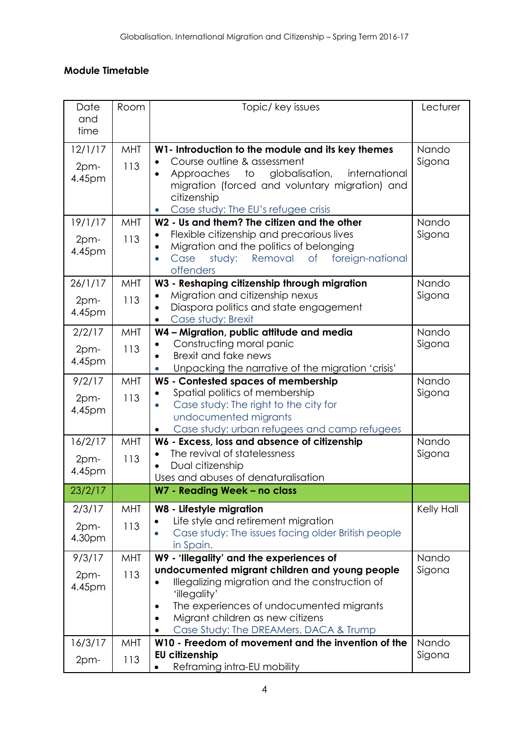**Module Timetable**

| Date and time | Room | Topic/ key issues | Lecturer |
|---|---|---|---|
| 12/1/17 2pm-4.45pm | MHT 113 | **W1- Introduction to the module and its key themes**<br>• Course outline & assessment<br>• Approaches to globalisation, international migration (forced and voluntary migration) and citizenship<br>• Case study: The EU's refugee crisis | Nando Sigona |
| 19/1/17 2pm-4.45pm | MHT 113 | **W2 - Us and them? The citizen and the other**<br>• Flexible citizenship and precarious lives<br>• Migration and the politics of belonging<br>• Case study: Removal of foreign-national offenders | Nando Sigona |
| 26/1/17 2pm-4.45pm | MHT 113 | **W3 - Reshaping citizenship through migration**<br>• Migration and citizenship nexus<br>• Diaspora politics and state engagement<br>• Case study: Brexit | Nando Sigona |
| 2/2/17 2pm-4.45pm | MHT 113 | **W4 – Migration, public attitude and media**<br>• Constructing moral panic<br>• Brexit and fake news<br>• Unpacking the narrative of the migration 'crisis' | Nando Sigona |
| 9/2/17 2pm-4.45pm | MHT 113 | **W5 - Contested spaces of membership**<br>• Spatial politics of membership<br>• Case study: The right to the city for undocumented migrants<br>• Case study: urban refugees and camp refugees | Nando Sigona |
| 16/2/17 2pm-4.45pm | MHT 113 | **W6 - Excess, loss and absence of citizenship**<br>• The revival of statelessness<br>• Dual citizenship<br>Uses and abuses of denaturalisation | Nando Sigona |
| 23/2/17 | | **W7 - Reading Week – no class** | |
| 2/3/17 2pm-4.30pm | MHT 113 | **W8 - Lifestyle migration**<br>• Life style and retirement migration<br>• Case study: The issues facing older British people in Spain. | Kelly Hall |
| 9/3/17 2pm-4.45pm | MHT 113 | **W9 - 'Illegality' and the experiences of undocumented migrant children and young people**<br>• Illegalizing migration and the construction of 'illegality'<br>• The experiences of undocumented migrants<br>• Migrant children as new citizens<br>• Case Study: The DREAMers, DACA & Trump | Nando Sigona |
| 16/3/17 2pm- | MHT 113 | **W10 - Freedom of movement and the invention of the EU citizenship**<br>• Reframing intra-EU mobility | Nando Sigona |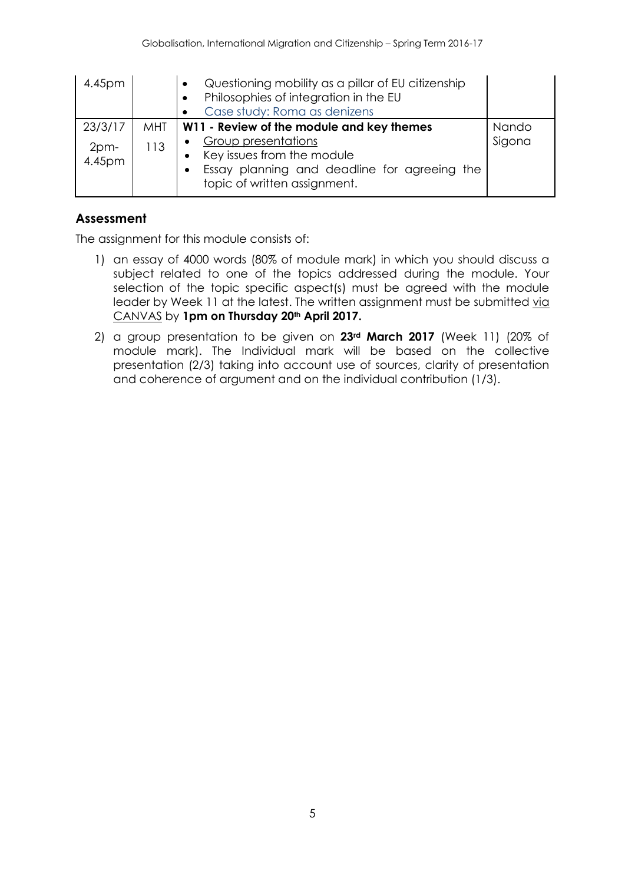| | | | |
|---|---|---|---|
| 4.45pm | | • Questioning mobility as a pillar of EU citizenship<br>• Philosophies of integration in the EU<br>• Case study: Roma as denizens | |
| 23/3/17<br>2pm-4.45pm | MHT 113 | **W11 - Review of the module and key themes**<br>• Group presentations<br>• Key issues from the module<br>• Essay planning and deadline for agreeing the topic of written assignment. | Nando Sigona |

## Assessment

The assignment for this module consists of:

1) an essay of 4000 words (80% of module mark) in which you should discuss a subject related to one of the topics addressed during the module. Your selection of the topic specific aspect(s) must be agreed with the module leader by Week 11 at the latest. The written assignment must be submitted via CANVAS by **1pm on Thursday 20th April 2017.**

2) a group presentation to be given on **23rd March 2017** (Week 11) (20% of module mark). The Individual mark will be based on the collective presentation (2/3) taking into account use of sources, clarity of presentation and coherence of argument and on the individual contribution (1/3).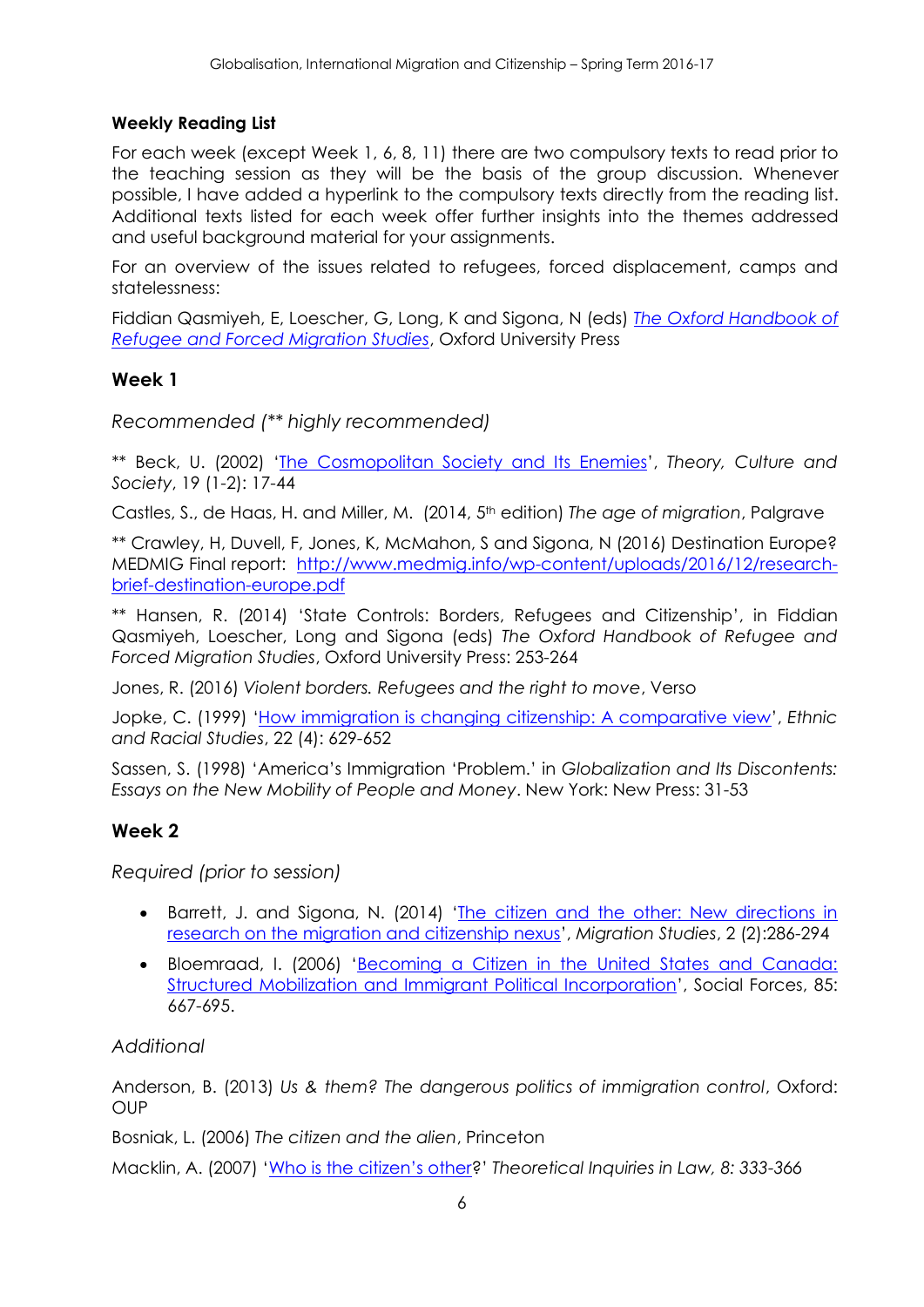**Weekly Reading List**

For each week (except Week 1, 6, 8, 11) there are two compulsory texts to read prior to the teaching session as they will be the basis of the group discussion. Whenever possible, I have added a hyperlink to the compulsory texts directly from the reading list. Additional texts listed for each week offer further insights into the themes addressed and useful background material for your assignments.

For an overview of the issues related to refugees, forced displacement, camps and statelessness:

Fiddian Qasmiyeh, E, Loescher, G, Long, K and Sigona, N (eds) *The Oxford Handbook of Refugee and Forced Migration Studies*, Oxford University Press

## Week 1

*Recommended (** highly recommended)*

** Beck, U. (2002) 'The Cosmopolitan Society and Its Enemies', *Theory, Culture and Society*, 19 (1-2): 17-44

Castles, S., de Haas, H. and Miller, M. (2014, 5th edition) *The age of migration*, Palgrave

** Crawley, H, Duvell, F, Jones, K, McMahon, S and Sigona, N (2016) Destination Europe? MEDMIG Final report: http://www.medmig.info/wp-content/uploads/2016/12/research-brief-destination-europe.pdf

** Hansen, R. (2014) 'State Controls: Borders, Refugees and Citizenship', in Fiddian Qasmiyeh, Loescher, Long and Sigona (eds) *The Oxford Handbook of Refugee and Forced Migration Studies*, Oxford University Press: 253-264

Jones, R. (2016) *Violent borders. Refugees and the right to move*, Verso

Jopke, C. (1999) 'How immigration is changing citizenship: A comparative view', *Ethnic and Racial Studies*, 22 (4): 629-652

Sassen, S. (1998) 'America's Immigration 'Problem.' in *Globalization and Its Discontents: Essays on the New Mobility of People and Money*. New York: New Press: 31-53

## Week 2

*Required (prior to session)*

- Barrett, J. and Sigona, N. (2014) 'The citizen and the other: New directions in research on the migration and citizenship nexus', *Migration Studies*, 2 (2):286-294
- Bloemraad, I. (2006) 'Becoming a Citizen in the United States and Canada: Structured Mobilization and Immigrant Political Incorporation', Social Forces, 85: 667-695.

*Additional*

Anderson, B. (2013) *Us & them? The dangerous politics of immigration control*, Oxford: OUP

Bosniak, L. (2006) *The citizen and the alien*, Princeton

Macklin, A. (2007) 'Who is the citizen's other?' *Theoretical Inquiries in Law, 8: 333-366*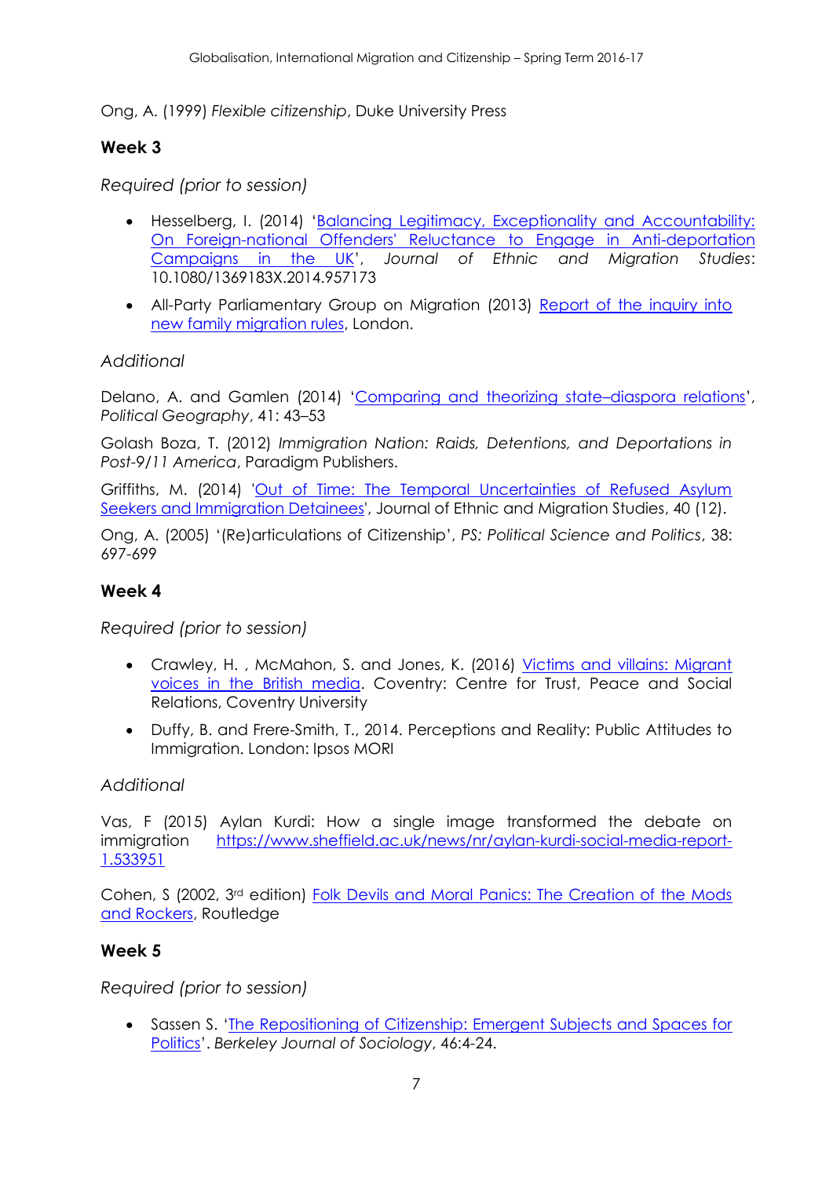Ong, A. (1999) *Flexible citizenship*, Duke University Press

## Week 3

*Required (prior to session)*

- Hesselberg, I. (2014) 'Balancing Legitimacy, Exceptionality and Accountability: On Foreign-national Offenders' Reluctance to Engage in Anti-deportation Campaigns in the UK', *Journal of Ethnic and Migration Studies*: 10.1080/1369183X.2014.957173
- All-Party Parliamentary Group on Migration (2013) Report of the inquiry into new family migration rules, London.

*Additional*

Delano, A. and Gamlen (2014) 'Comparing and theorizing state–diaspora relations', *Political Geography*, 41: 43–53

Golash Boza, T. (2012) *Immigration Nation: Raids, Detentions, and Deportations in Post-9/11 America*, Paradigm Publishers.

Griffiths, M. (2014) 'Out of Time: The Temporal Uncertainties of Refused Asylum Seekers and Immigration Detainees', Journal of Ethnic and Migration Studies, 40 (12).

Ong, A. (2005) '(Re)articulations of Citizenship', *PS: Political Science and Politics*, 38: 697-699

## Week 4

*Required (prior to session)*

- Crawley, H. , McMahon, S. and Jones, K. (2016) Victims and villains: Migrant voices in the British media. Coventry: Centre for Trust, Peace and Social Relations, Coventry University
- Duffy, B. and Frere-Smith, T., 2014. Perceptions and Reality: Public Attitudes to Immigration. London: Ipsos MORI

*Additional*

Vas, F (2015) Aylan Kurdi: How a single image transformed the debate on immigration https://www.sheffield.ac.uk/news/nr/aylan-kurdi-social-media-report-1.533951

Cohen, S (2002, 3rd edition) Folk Devils and Moral Panics: The Creation of the Mods and Rockers, Routledge

## Week 5

*Required (prior to session)*

- Sassen S. 'The Repositioning of Citizenship: Emergent Subjects and Spaces for Politics'. *Berkeley Journal of Sociology*, 46:4-24.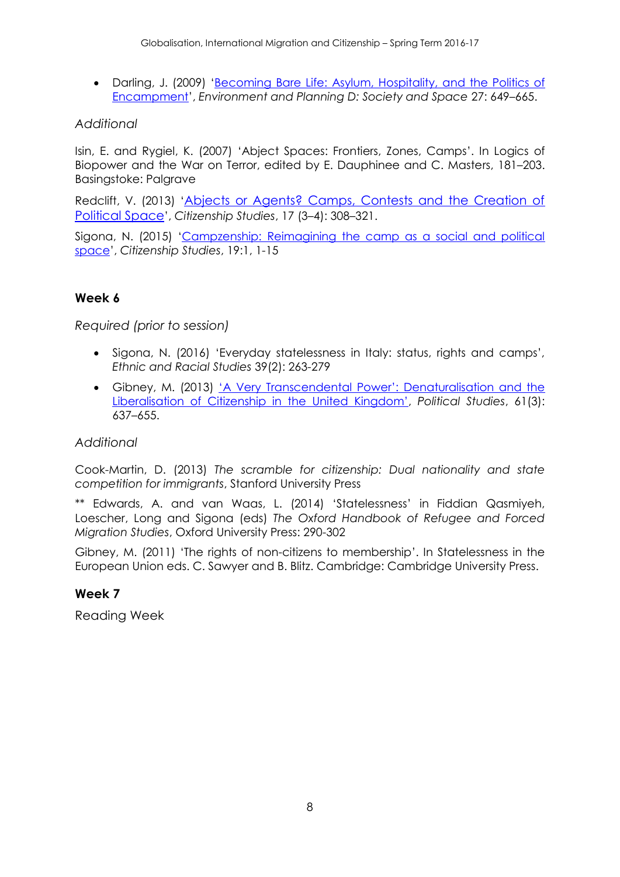- Darling, J. (2009) 'Becoming Bare Life: Asylum, Hospitality, and the Politics of Encampment', *Environment and Planning D: Society and Space* 27: 649–665.

*Additional*

Isin, E. and Rygiel, K. (2007) 'Abject Spaces: Frontiers, Zones, Camps'. In Logics of Biopower and the War on Terror, edited by E. Dauphinee and C. Masters, 181–203. Basingstoke: Palgrave

Redclift, V. (2013) 'Abjects or Agents? Camps, Contests and the Creation of Political Space', *Citizenship Studies*, 17 (3–4): 308–321.

Sigona, N. (2015) 'Campzenship: Reimagining the camp as a social and political space', *Citizenship Studies*, 19:1, 1-15

### Week 6

*Required (prior to session)*

- Sigona, N. (2016) 'Everyday statelessness in Italy: status, rights and camps', *Ethnic and Racial Studies* 39(2): 263-279
- Gibney, M. (2013) 'A Very Transcendental Power': Denaturalisation and the Liberalisation of Citizenship in the United Kingdom', *Political Studies*, 61(3): 637–655.

*Additional*

Cook-Martin, D. (2013) *The scramble for citizenship: Dual nationality and state competition for immigrants*, Stanford University Press

** Edwards, A. and van Waas, L. (2014) 'Statelessness' in Fiddian Qasmiyeh, Loescher, Long and Sigona (eds) *The Oxford Handbook of Refugee and Forced Migration Studies*, Oxford University Press: 290-302

Gibney, M. (2011) 'The rights of non-citizens to membership'. In Statelessness in the European Union eds. C. Sawyer and B. Blitz. Cambridge: Cambridge University Press.

### Week 7

Reading Week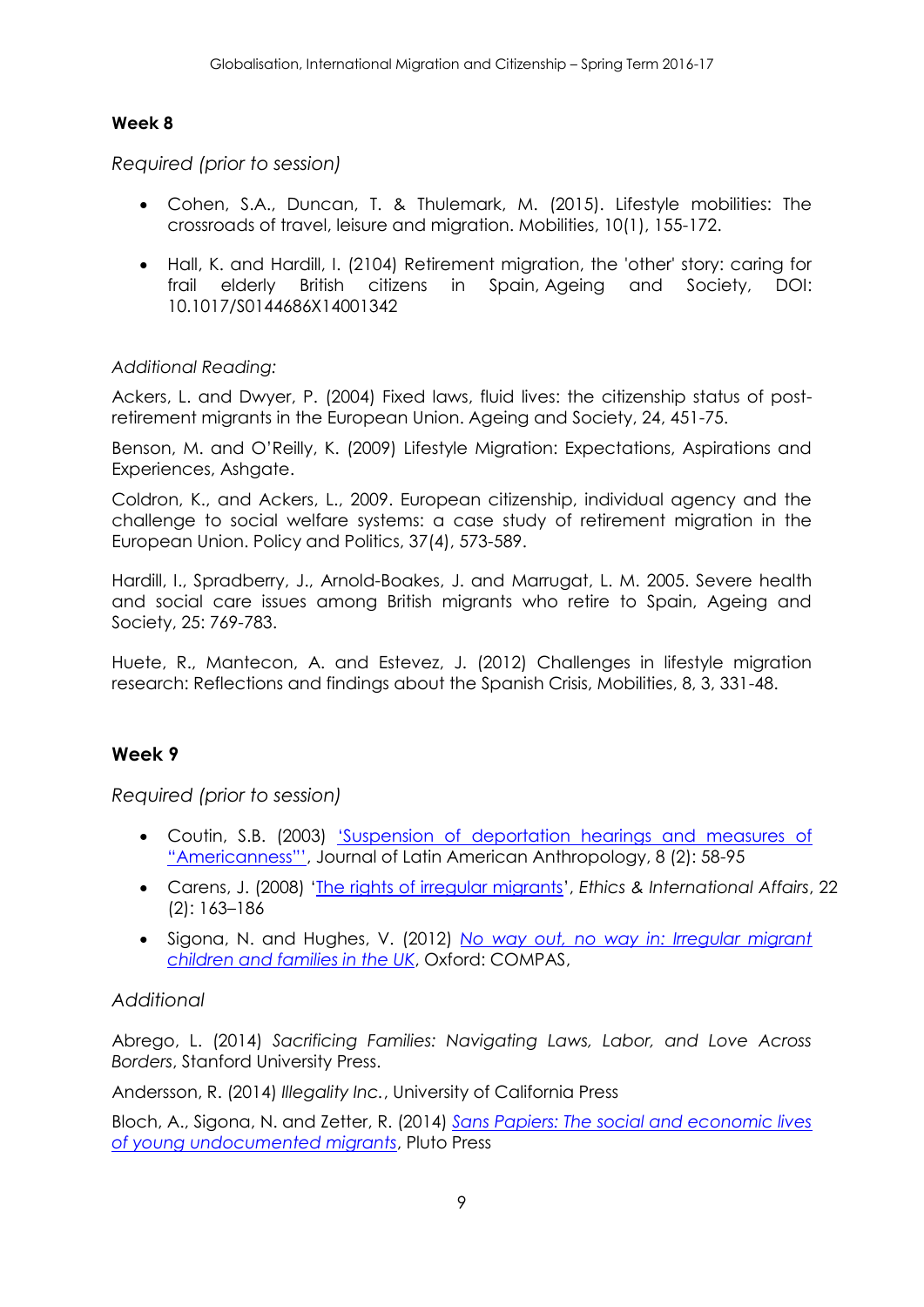## Week 8

*Required (prior to session)*

- Cohen, S.A., Duncan, T. & Thulemark, M. (2015). Lifestyle mobilities: The crossroads of travel, leisure and migration. Mobilities, 10(1), 155-172.
- Hall, K. and Hardill, I. (2104) Retirement migration, the 'other' story: caring for frail elderly British citizens in Spain, Ageing and Society, DOI: 10.1017/S0144686X14001342

*Additional Reading:*

Ackers, L. and Dwyer, P. (2004) Fixed laws, fluid lives: the citizenship status of post-retirement migrants in the European Union. Ageing and Society, 24, 451-75.

Benson, M. and O'Reilly, K. (2009) Lifestyle Migration: Expectations, Aspirations and Experiences, Ashgate.

Coldron, K., and Ackers, L., 2009. European citizenship, individual agency and the challenge to social welfare systems: a case study of retirement migration in the European Union. Policy and Politics, 37(4), 573-589.

Hardill, I., Spradberry, J., Arnold-Boakes, J. and Marrugat, L. M. 2005. Severe health and social care issues among British migrants who retire to Spain, Ageing and Society, 25: 769-783.

Huete, R., Mantecon, A. and Estevez, J. (2012) Challenges in lifestyle migration research: Reflections and findings about the Spanish Crisis, Mobilities, 8, 3, 331-48.

## Week 9

*Required (prior to session)*

- Coutin, S.B. (2003) 'Suspension of deportation hearings and measures of "Americanness"', Journal of Latin American Anthropology, 8 (2): 58-95
- Carens, J. (2008) 'The rights of irregular migrants', *Ethics & International Affairs*, 22 (2): 163–186
- Sigona, N. and Hughes, V. (2012) *No way out, no way in: Irregular migrant children and families in the UK*, Oxford: COMPAS,

*Additional*

Abrego, L. (2014) *Sacrificing Families: Navigating Laws, Labor, and Love Across Borders*, Stanford University Press.

Andersson, R. (2014) *Illegality Inc.*, University of California Press

Bloch, A., Sigona, N. and Zetter, R. (2014) *Sans Papiers: The social and economic lives of young undocumented migrants*, Pluto Press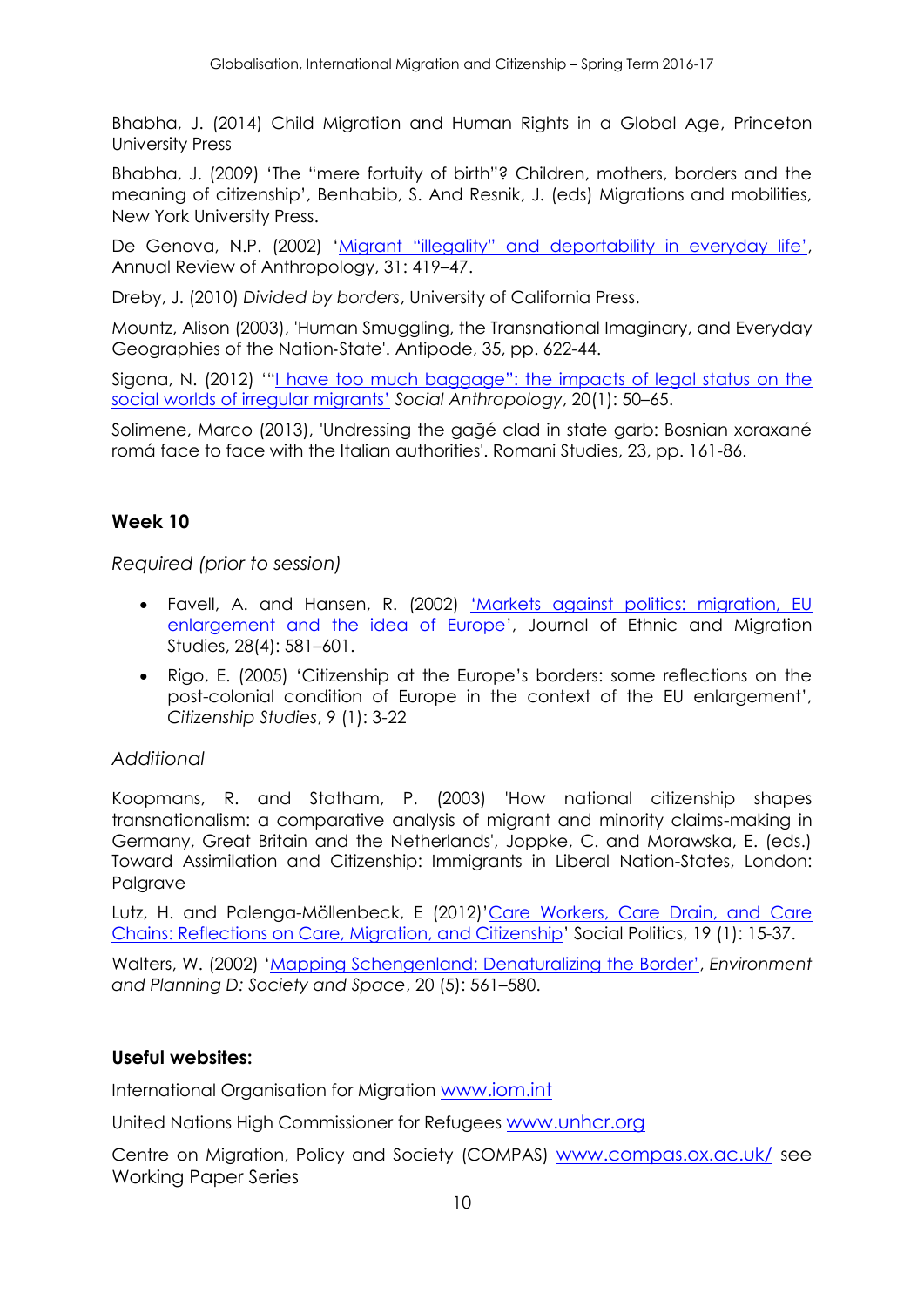Bhabha, J. (2014) Child Migration and Human Rights in a Global Age, Princeton University Press

Bhabha, J. (2009) 'The "mere fortuity of birth"? Children, mothers, borders and the meaning of citizenship', Benhabib, S. And Resnik, J. (eds) Migrations and mobilities, New York University Press.

De Genova, N.P. (2002) 'Migrant "illegality" and deportability in everyday life', Annual Review of Anthropology, 31: 419–47.

Dreby, J. (2010) *Divided by borders*, University of California Press.

Mountz, Alison (2003), 'Human Smuggling, the Transnational Imaginary, and Everyday Geographies of the Nation-State'. Antipode, 35, pp. 622-44.

Sigona, N. (2012) '"I have too much baggage": the impacts of legal status on the social worlds of irregular migrants' *Social Anthropology*, 20(1): 50–65.

Solimene, Marco (2013), 'Undressing the gağé clad in state garb: Bosnian xoraxané romá face to face with the Italian authorities'. Romani Studies, 23, pp. 161-86.

### Week 10

*Required (prior to session)*

- Favell, A. and Hansen, R. (2002) 'Markets against politics: migration, EU enlargement and the idea of Europe', Journal of Ethnic and Migration Studies, 28(4): 581–601.
- Rigo, E. (2005) 'Citizenship at the Europe's borders: some reflections on the post-colonial condition of Europe in the context of the EU enlargement', *Citizenship Studies*, 9 (1): 3-22

*Additional*

Koopmans, R. and Statham, P. (2003) 'How national citizenship shapes transnationalism: a comparative analysis of migrant and minority claims-making in Germany, Great Britain and the Netherlands', Joppke, C. and Morawska, E. (eds.) Toward Assimilation and Citizenship: Immigrants in Liberal Nation-States, London: Palgrave

Lutz, H. and Palenga-Möllenbeck, E (2012)'Care Workers, Care Drain, and Care Chains: Reflections on Care, Migration, and Citizenship' Social Politics, 19 (1): 15-37.

Walters, W. (2002) 'Mapping Schengenland: Denaturalizing the Border', *Environment and Planning D: Society and Space*, 20 (5): 561–580.

### Useful websites:

International Organisation for Migration www.iom.int

United Nations High Commissioner for Refugees www.unhcr.org

Centre on Migration, Policy and Society (COMPAS) www.compas.ox.ac.uk/ see Working Paper Series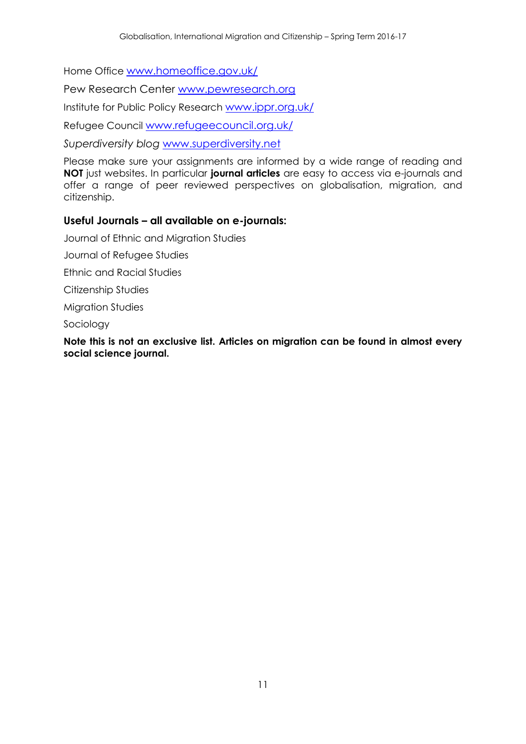Home Office [www.homeoffice.gov.uk/](http://www.homeoffice.gov.uk/)

Pew Research Center [www.pewresearch.org](http://www.pewresearch.org)

Institute for Public Policy Research [www.ippr.org.uk/](http://www.ippr.org.uk/)

Refugee Council [www.refugeecouncil.org.uk/](http://www.refugeecouncil.org.uk/)

*Superdiversity blog* [www.superdiversity.net](http://www.superdiversity.net)

Please make sure your assignments are informed by a wide range of reading and **NOT** just websites. In particular **journal articles** are easy to access via e-journals and offer a range of peer reviewed perspectives on globalisation, migration, and citizenship.

### Useful Journals – all available on e-journals:

Journal of Ethnic and Migration Studies

Journal of Refugee Studies

Ethnic and Racial Studies

Citizenship Studies

Migration Studies

Sociology

**Note this is not an exclusive list. Articles on migration can be found in almost every social science journal.**